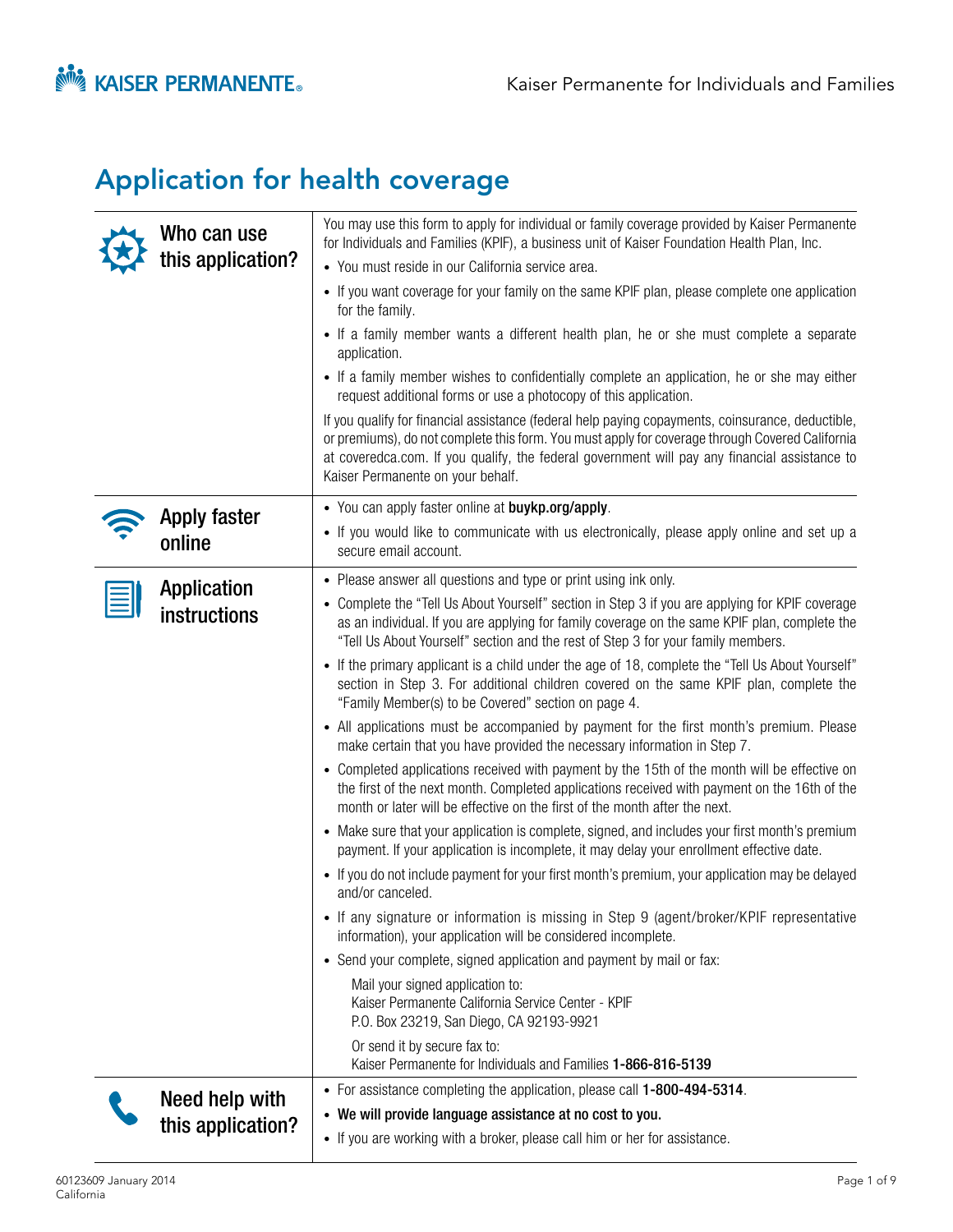# Application for health coverage

## Who can use this application?

You may use this form to apply for individual or family coverage provided by Kaiser Permanente for Individuals and Families (KPIF), a business unit of Kaiser Foundation Health Plan, Inc.

- You must reside in our California service area.
- If you want coverage for your family on the same KPIF plan, please complete one application for the family.
- If a family member wants a different health plan, he or she must complete a separate application.
- If a family member wishes to confidentially complete an application, he or she may either request additional forms or use a photocopy of this application.

If you qualify for financial assistance (federal help paying copayments, coinsurance, deductible, or premiums), do not complete this form. You must apply for coverage through Covered California at coveredca.com. If you qualify, the federal government will pay any financial assistance to Kaiser Permanente on your behalf.

## Apply faster online

- You can apply faster online at **buykp.org/apply**.
- If you would like to communicate with us electronically, please apply online and set up a secure email account.

## Application instructions

- Please answer all questions and type or print using ink only.
- Complete the "Tell Us About Yourself" section in Step 3 if you are applying for KPIF coverage as an individual. If you are applying for family coverage on the same KPIF plan, complete the "Tell Us About Yourself" section and the rest of Step 3 for your family members.
- If the primary applicant is a child under the age of 18, complete the "Tell Us About Yourself" section in Step 3. For additional children covered on the same KPIF plan, complete the "Family Member(s) to be Covered" section on page 4.
- All applications must be accompanied by payment for the first month's premium. Please make certain that you have provided the necessary information in Step 7.
- Completed applications received with payment by the 15th of the month will be effective on the first of the next month. Completed applications received with payment on the 16th of the month or later will be effective on the first of the month after the next.
- Make sure that your application is complete, signed, and includes your first month's premium payment. If your application is incomplete, it may delay your enrollment effective date.
- If you do not include payment for your first month's premium, your application may be delayed and/or canceled.
- If any signature or information is missing in Step 9 (agent/broker/KPIF representative information), your application will be considered incomplete.
- Send your complete, signed application and payment by mail or fax:

  Mail your signed application to:
  Kaiser Permanente California Service Center - KPIF
  P.O. Box 23219, San Diego, CA 92193-9921

  Or send it by secure fax to:
  Kaiser Permanente for Individuals and Families **1-866-816-5139**

## Need help with this application?

- For assistance completing the application, please call **1-800-494-5314**.
- **We will provide language assistance at no cost to you.**
- If you are working with a broker, please call him or her for assistance.

60123609 January 2014
California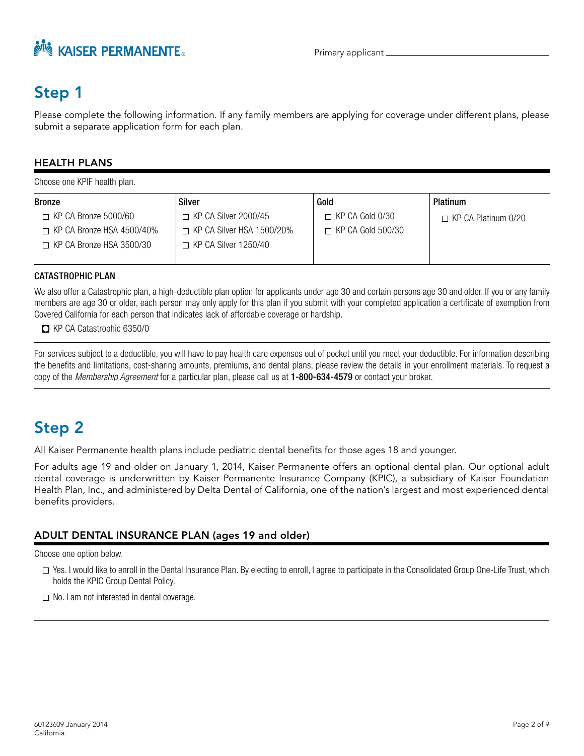Primary applicant \_\_\_\_\_\_\_\_\_\_\_\_\_\_\_\_\_\_\_\_\_\_\_\_\_\_\_\_\_\_\_\_\_\_

# Step 1

Please complete the following information. If any family members are applying for coverage under different plans, please submit a separate application form for each plan.

## HEALTH PLANS

Choose one KPIF health plan.

| Bronze | Silver | Gold | Platinum |
|---|---|---|---|
| ☐ KP CA Bronze 5000/60 | ☐ KP CA Silver 2000/45 | ☐ KP CA Gold 0/30 | ☐ KP CA Platinum 0/20 |
| ☐ KP CA Bronze HSA 4500/40% | ☐ KP CA Silver HSA 1500/20% | ☐ KP CA Gold 500/30 | |
| ☐ KP CA Bronze HSA 3500/30 | ☐ KP CA Silver 1250/40 | | |

### CATASTROPHIC PLAN

We also offer a Catastrophic plan, a high-deductible plan option for applicants under age 30 and certain persons age 30 and older. If you or any family members are age 30 or older, each person may only apply for this plan if you submit with your completed application a certificate of exemption from Covered California for each person that indicates lack of affordable coverage or hardship.

☐ KP CA Catastrophic 6350/0

For services subject to a deductible, you will have to pay health care expenses out of pocket until you meet your deductible. For information describing the benefits and limitations, cost-sharing amounts, premiums, and dental plans, please review the details in your enrollment materials. To request a copy of the *Membership Agreement* for a particular plan, please call us at **1-800-634-4579** or contact your broker.

# Step 2

All Kaiser Permanente health plans include pediatric dental benefits for those ages 18 and younger.

For adults age 19 and older on January 1, 2014, Kaiser Permanente offers an optional dental plan. Our optional adult dental coverage is underwritten by Kaiser Permanente Insurance Company (KPIC), a subsidiary of Kaiser Foundation Health Plan, Inc., and administered by Delta Dental of California, one of the nation's largest and most experienced dental benefits providers.

## ADULT DENTAL INSURANCE PLAN (ages 19 and older)

Choose one option below.

☐ Yes. I would like to enroll in the Dental Insurance Plan. By electing to enroll, I agree to participate in the Consolidated Group One-Life Trust, which holds the KPIC Group Dental Policy.

☐ No. I am not interested in dental coverage.

60123609 January 2014
California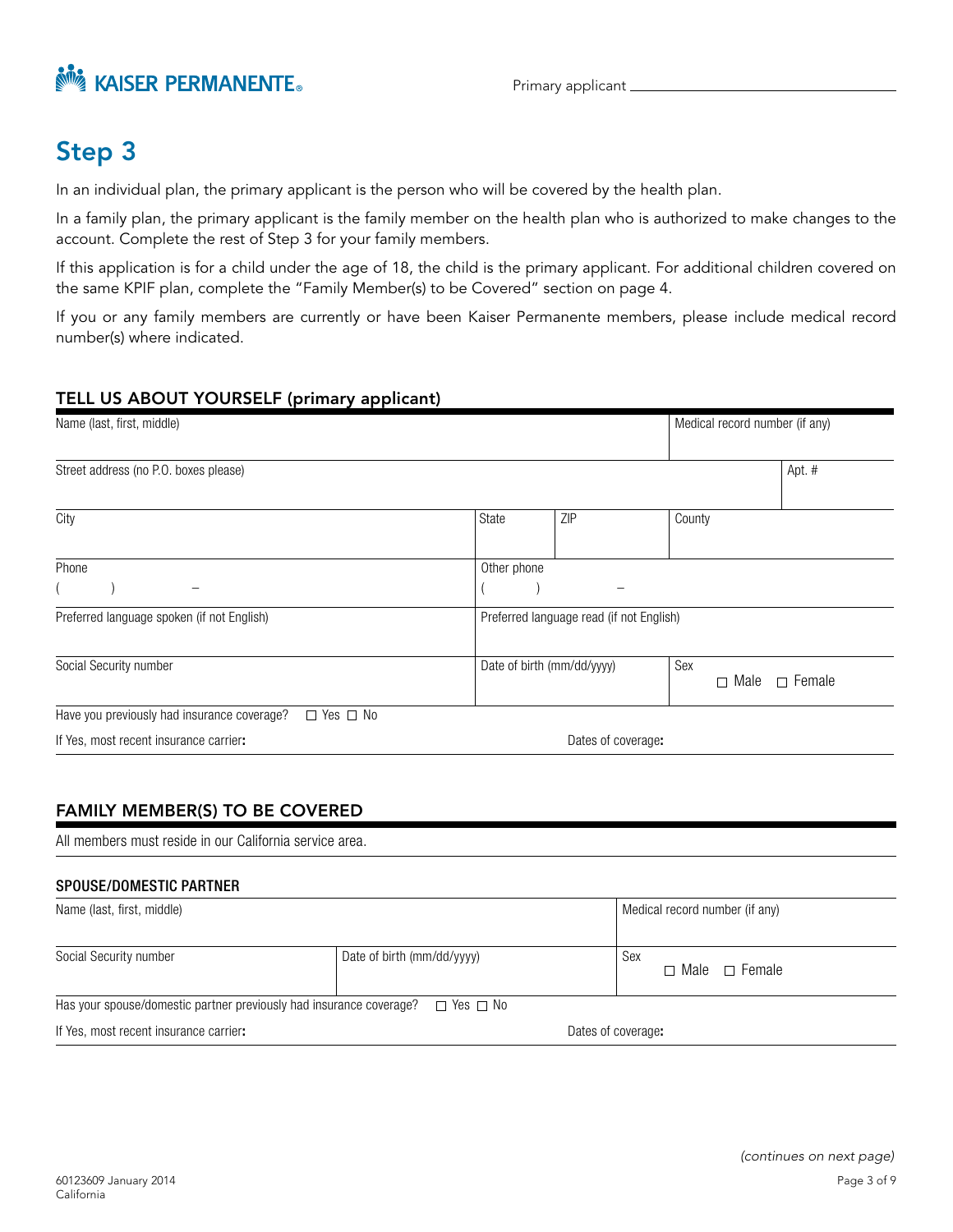Primary applicant ______________________________

# Step 3

In an individual plan, the primary applicant is the person who will be covered by the health plan.

In a family plan, the primary applicant is the family member on the health plan who is authorized to make changes to the account. Complete the rest of Step 3 for your family members.

If this application is for a child under the age of 18, the child is the primary applicant. For additional children covered on the same KPIF plan, complete the "Family Member(s) to be Covered" section on page 4.

If you or any family members are currently or have been Kaiser Permanente members, please include medical record number(s) where indicated.

## TELL US ABOUT YOURSELF (primary applicant)

| Name (last, first, middle) | | | Medical record number (if any) | |
|---|---|---|---|---|
| Street address (no P.O. boxes please) | | | | Apt. # |
| City | State | ZIP | County | |
| Phone<br>(   )   – | Other phone<br>(   )   – | | | |
| Preferred language spoken (if not English) | Preferred language read (if not English) | | | |
| Social Security number | Date of birth (mm/dd/yyyy) | | Sex<br>☐ Male ☐ Female | |

Have you previously had insurance coverage? ☐ Yes ☐ No

If Yes, most recent insurance carrier: Dates of coverage:

## FAMILY MEMBER(S) TO BE COVERED

All members must reside in our California service area.

### SPOUSE/DOMESTIC PARTNER

| Name (last, first, middle) | | Medical record number (if any) |
|---|---|---|
| Social Security number | Date of birth (mm/dd/yyyy) | Sex<br>☐ Male ☐ Female |

Has your spouse/domestic partner previously had insurance coverage? ☐ Yes ☐ No

If Yes, most recent insurance carrier: Dates of coverage:

*(continues on next page)*

60123609 January 2014
California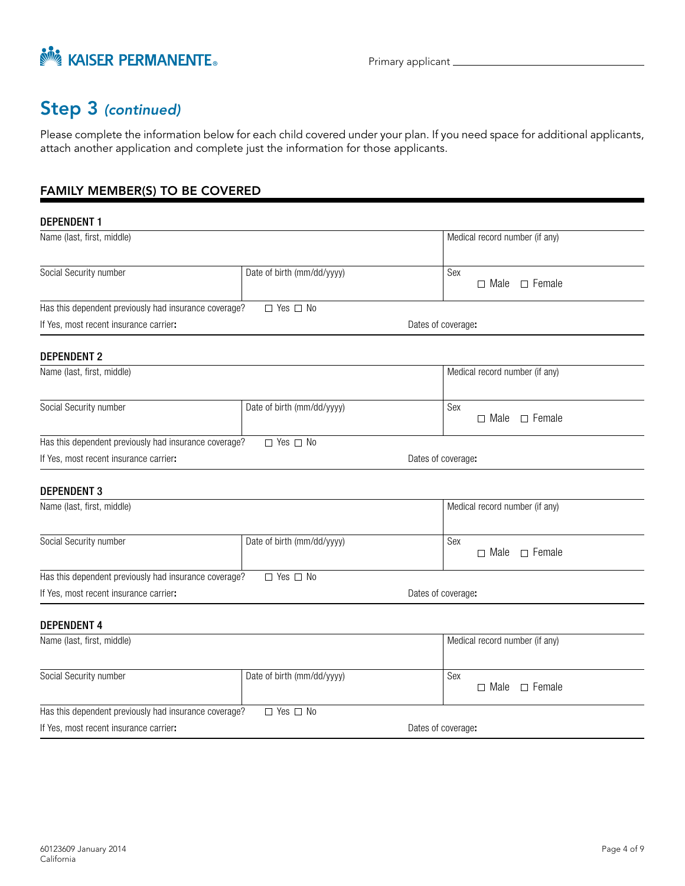KAISER PERMANENTE

Primary applicant ___________________________

# Step 3 *(continued)*

Please complete the information below for each child covered under your plan. If you need space for additional applicants, attach another application and complete just the information for those applicants.

## FAMILY MEMBER(S) TO BE COVERED

### DEPENDENT 1

| | | |
|---|---|---|
| Name (last, first, middle) | | Medical record number (if any) |
| Social Security number | Date of birth (mm/dd/yyyy) | Sex ☐ Male ☐ Female |

Has this dependent previously had insurance coverage? ☐ Yes ☐ No

If Yes, most recent insurance carrier: Dates of coverage:

### DEPENDENT 2

| | | |
|---|---|---|
| Name (last, first, middle) | | Medical record number (if any) |
| Social Security number | Date of birth (mm/dd/yyyy) | Sex ☐ Male ☐ Female |

Has this dependent previously had insurance coverage? ☐ Yes ☐ No

If Yes, most recent insurance carrier: Dates of coverage:

### DEPENDENT 3

| | | |
|---|---|---|
| Name (last, first, middle) | | Medical record number (if any) |
| Social Security number | Date of birth (mm/dd/yyyy) | Sex ☐ Male ☐ Female |

Has this dependent previously had insurance coverage? ☐ Yes ☐ No

If Yes, most recent insurance carrier: Dates of coverage:

### DEPENDENT 4

| | | |
|---|---|---|
| Name (last, first, middle) | | Medical record number (if any) |
| Social Security number | Date of birth (mm/dd/yyyy) | Sex ☐ Male ☐ Female |

Has this dependent previously had insurance coverage? ☐ Yes ☐ No

If Yes, most recent insurance carrier: Dates of coverage:

60123609 January 2014
California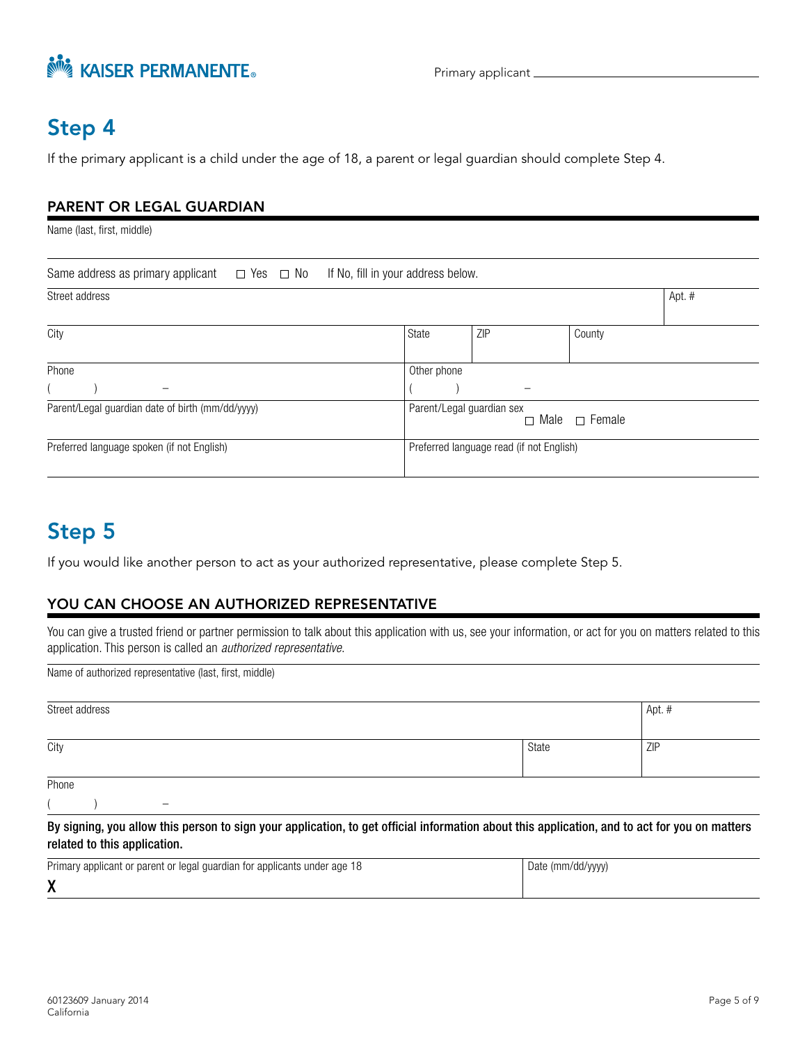Primary applicant ______________________________

# Step 4

If the primary applicant is a child under the age of 18, a parent or legal guardian should complete Step 4.

## PARENT OR LEGAL GUARDIAN

Name (last, first, middle)

Same address as primary applicant ☐ Yes ☐ No If No, fill in your address below.

| | | | | |
|---|---|---|---|---|
| Street address | | | | Apt. # |
| City | State | ZIP | County | |
| Phone ( ) – | Other phone ( ) – | | | |
| Parent/Legal guardian date of birth (mm/dd/yyyy) | Parent/Legal guardian sex ☐ Male ☐ Female | | | |
| Preferred language spoken (if not English) | Preferred language read (if not English) | | | |

# Step 5

If you would like another person to act as your authorized representative, please complete Step 5.

## YOU CAN CHOOSE AN AUTHORIZED REPRESENTATIVE

You can give a trusted friend or partner permission to talk about this application with us, see your information, or act for you on matters related to this application. This person is called an *authorized representative*.

Name of authorized representative (last, first, middle)

| | | |
|---|---|---|
| Street address | | Apt. # |
| City | State | ZIP |
| Phone ( ) – | | |

**By signing, you allow this person to sign your application, to get official information about this application, and to act for you on matters related to this application.**

| | |
|---|---|
| Primary applicant or parent or legal guardian for applicants under age 18<br>**X** | Date (mm/dd/yyyy) |

60123609 January 2014
California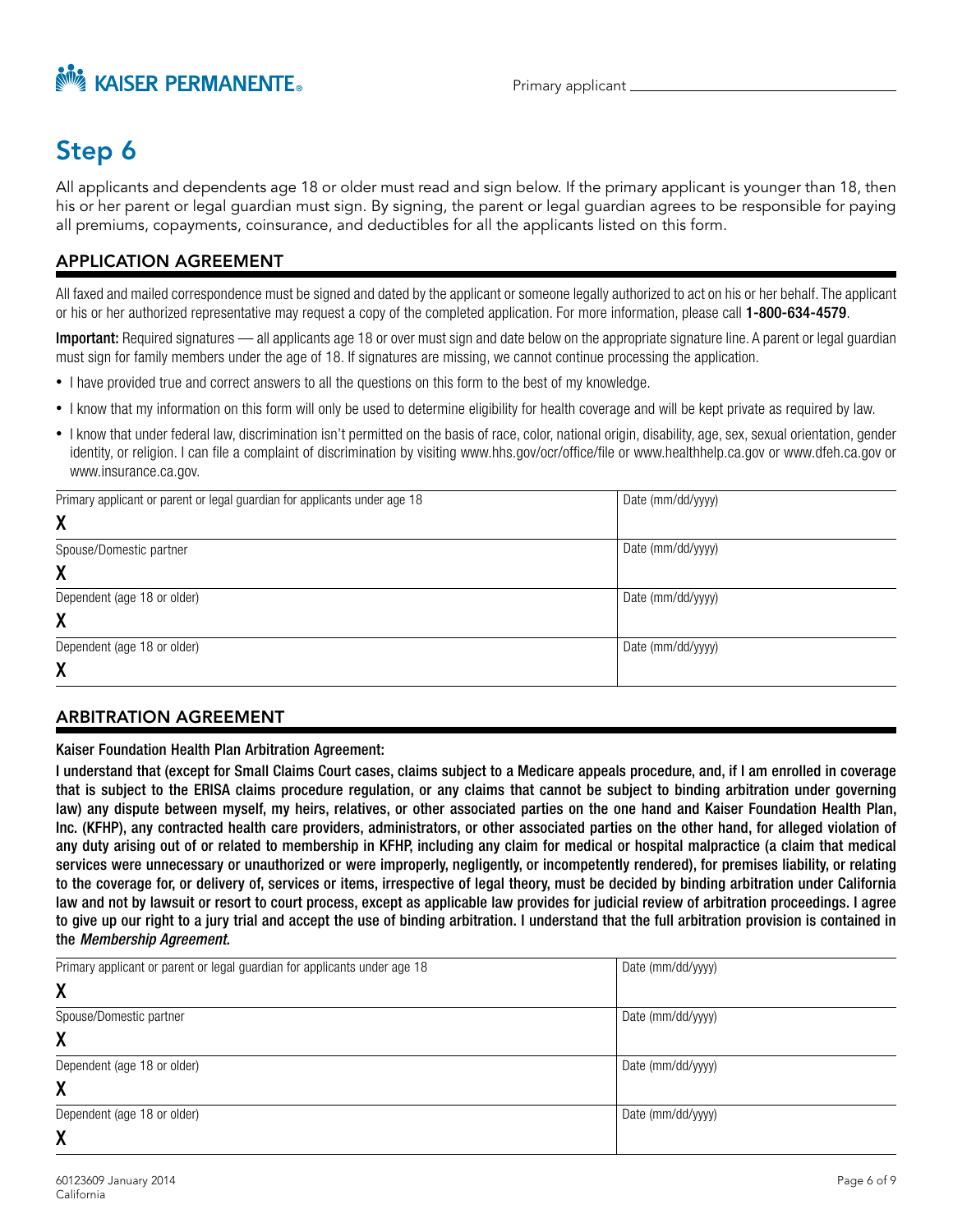Primary applicant ______________________

# Step 6

All applicants and dependents age 18 or older must read and sign below. If the primary applicant is younger than 18, then his or her parent or legal guardian must sign. By signing, the parent or legal guardian agrees to be responsible for paying all premiums, copayments, coinsurance, and deductibles for all the applicants listed on this form.

## APPLICATION AGREEMENT

All faxed and mailed correspondence must be signed and dated by the applicant or someone legally authorized to act on his or her behalf. The applicant or his or her authorized representative may request a copy of the completed application. For more information, please call **1-800-634-4579**.

**Important:** Required signatures — all applicants age 18 or over must sign and date below on the appropriate signature line. A parent or legal guardian must sign for family members under the age of 18. If signatures are missing, we cannot continue processing the application.

- I have provided true and correct answers to all the questions on this form to the best of my knowledge.
- I know that my information on this form will only be used to determine eligibility for health coverage and will be kept private as required by law.
- I know that under federal law, discrimination isn't permitted on the basis of race, color, national origin, disability, age, sex, sexual orientation, gender identity, or religion. I can file a complaint of discrimination by visiting www.hhs.gov/ocr/office/file or www.healthhelp.ca.gov or www.dfeh.ca.gov or www.insurance.ca.gov.

| Primary applicant or parent or legal guardian for applicants under age 18 | Date (mm/dd/yyyy) |
|---|---|
| X | |
| **Spouse/Domestic partner** | **Date (mm/dd/yyyy)** |
| X | |
| **Dependent (age 18 or older)** | **Date (mm/dd/yyyy)** |
| X | |
| **Dependent (age 18 or older)** | **Date (mm/dd/yyyy)** |
| X | |

## ARBITRATION AGREEMENT

**Kaiser Foundation Health Plan Arbitration Agreement:**

**I understand that (except for Small Claims Court cases, claims subject to a Medicare appeals procedure, and, if I am enrolled in coverage that is subject to the ERISA claims procedure regulation, or any claims that cannot be subject to binding arbitration under governing law) any dispute between myself, my heirs, relatives, or other associated parties on the one hand and Kaiser Foundation Health Plan, Inc. (KFHP), any contracted health care providers, administrators, or other associated parties on the other hand, for alleged violation of any duty arising out of or related to membership in KFHP, including any claim for medical or hospital malpractice (a claim that medical services were unnecessary or unauthorized or were improperly, negligently, or incompetently rendered), for premises liability, or relating to the coverage for, or delivery of, services or items, irrespective of legal theory, must be decided by binding arbitration under California law and not by lawsuit or resort to court process, except as applicable law provides for judicial review of arbitration proceedings. I agree to give up our right to a jury trial and accept the use of binding arbitration. I understand that the full arbitration provision is contained in the *Membership Agreement*.**

| Primary applicant or parent or legal guardian for applicants under age 18 | Date (mm/dd/yyyy) |
|---|---|
| X | |
| **Spouse/Domestic partner** | **Date (mm/dd/yyyy)** |
| X | |
| **Dependent (age 18 or older)** | **Date (mm/dd/yyyy)** |
| X | |
| **Dependent (age 18 or older)** | **Date (mm/dd/yyyy)** |
| X | |

60123609 January 2014
California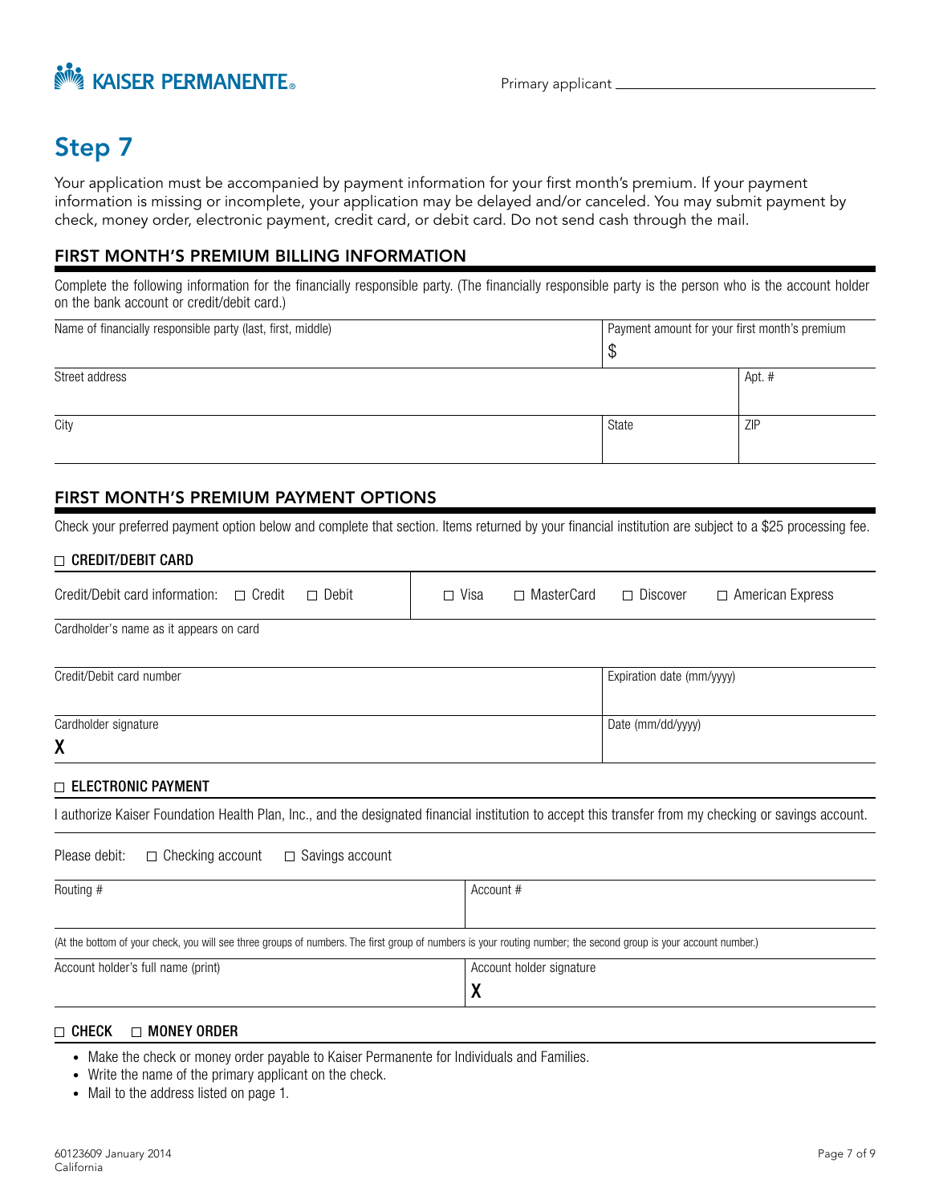Primary applicant ____________________

# Step 7

Your application must be accompanied by payment information for your first month's premium. If your payment information is missing or incomplete, your application may be delayed and/or canceled. You may submit payment by check, money order, electronic payment, credit card, or debit card. Do not send cash through the mail.

## FIRST MONTH'S PREMIUM BILLING INFORMATION

Complete the following information for the financially responsible party. (The financially responsible party is the person who is the account holder on the bank account or credit/debit card.)

| | | |
|---|---|---|
| Name of financially responsible party (last, first, middle) | Payment amount for your first month's premium<br>$ | |
| Street address | | Apt. # |
| City | State | ZIP |

## FIRST MONTH'S PREMIUM PAYMENT OPTIONS

Check your preferred payment option below and complete that section. Items returned by your financial institution are subject to a $25 processing fee.

### ☐ CREDIT/DEBIT CARD

| | |
|---|---|
| Credit/Debit card information: ☐ Credit ☐ Debit | ☐ Visa ☐ MasterCard ☐ Discover ☐ American Express |
| Cardholder's name as it appears on card | |
| Credit/Debit card number | Expiration date (mm/yyyy) |
| Cardholder signature<br>X | Date (mm/dd/yyyy) |

### ☐ ELECTRONIC PAYMENT

I authorize Kaiser Foundation Health Plan, Inc., and the designated financial institution to accept this transfer from my checking or savings account.

Please debit: ☐ Checking account ☐ Savings account

| | |
|---|---|
| Routing # | Account # |

(At the bottom of your check, you will see three groups of numbers. The first group of numbers is your routing number; the second group is your account number.)

| | |
|---|---|
| Account holder's full name (print) | Account holder signature<br>X |

### ☐ CHECK ☐ MONEY ORDER

- Make the check or money order payable to Kaiser Permanente for Individuals and Families.
- Write the name of the primary applicant on the check.
- Mail to the address listed on page 1.

60123609 January 2014
California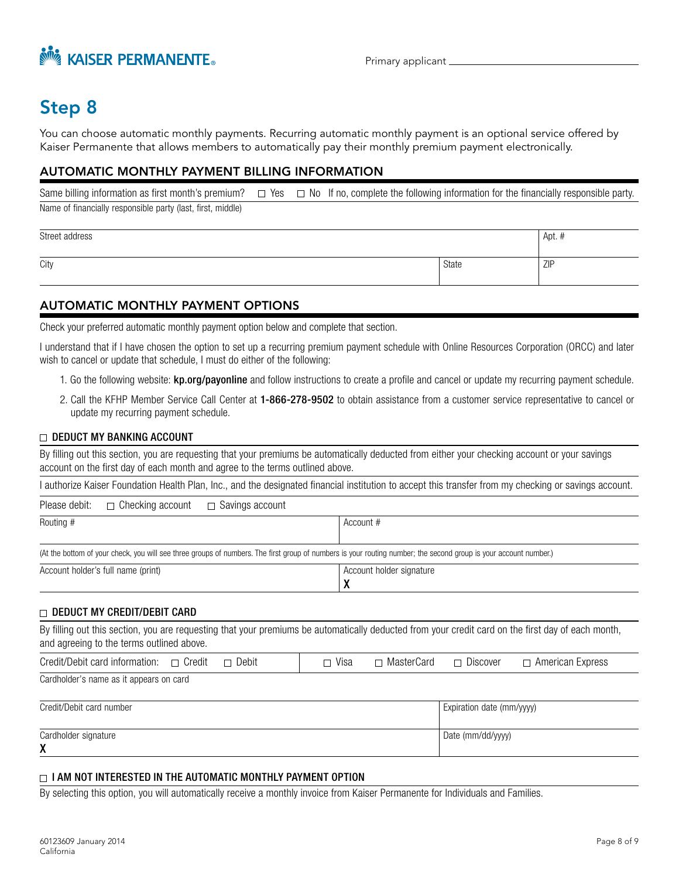Primary applicant ______________________

# Step 8

You can choose automatic monthly payments. Recurring automatic monthly payment is an optional service offered by Kaiser Permanente that allows members to automatically pay their monthly premium payment electronically.

## AUTOMATIC MONTHLY PAYMENT BILLING INFORMATION

Same billing information as first month's premium? ☐ Yes ☐ No If no, complete the following information for the financially responsible party.

Name of financially responsible party (last, first, middle)

| | | |
|---|---|---|
| Street address | | Apt. # |
| City | State | ZIP |

## AUTOMATIC MONTHLY PAYMENT OPTIONS

Check your preferred automatic monthly payment option below and complete that section.

I understand that if I have chosen the option to set up a recurring premium payment schedule with Online Resources Corporation (ORCC) and later wish to cancel or update that schedule, I must do either of the following:

1. Go the following website: **kp.org/payonline** and follow instructions to create a profile and cancel or update my recurring payment schedule.
2. Call the KFHP Member Service Call Center at **1-866-278-9502** to obtain assistance from a customer service representative to cancel or update my recurring payment schedule.

### ☐ DEDUCT MY BANKING ACCOUNT

By filling out this section, you are requesting that your premiums be automatically deducted from either your checking account or your savings account on the first day of each month and agree to the terms outlined above.

I authorize Kaiser Foundation Health Plan, Inc., and the designated financial institution to accept this transfer from my checking or savings account.

Please debit: ☐ Checking account ☐ Savings account

| | |
|---|---|
| Routing # | Account # |

(At the bottom of your check, you will see three groups of numbers. The first group of numbers is your routing number; the second group is your account number.)

| | |
|---|---|
| Account holder's full name (print) | Account holder signature<br>X |

### ☐ DEDUCT MY CREDIT/DEBIT CARD

By filling out this section, you are requesting that your premiums be automatically deducted from your credit card on the first day of each month, and agreeing to the terms outlined above.

Credit/Debit card information: ☐ Credit ☐ Debit ☐ Visa ☐ MasterCard ☐ Discover ☐ American Express

Cardholder's name as it appears on card

| | |
|---|---|
| Credit/Debit card number | Expiration date (mm/yyyy) |
| Cardholder signature<br>X | Date (mm/dd/yyyy) |

### ☐ I AM NOT INTERESTED IN THE AUTOMATIC MONTHLY PAYMENT OPTION

By selecting this option, you will automatically receive a monthly invoice from Kaiser Permanente for Individuals and Families.

60123609 January 2014
California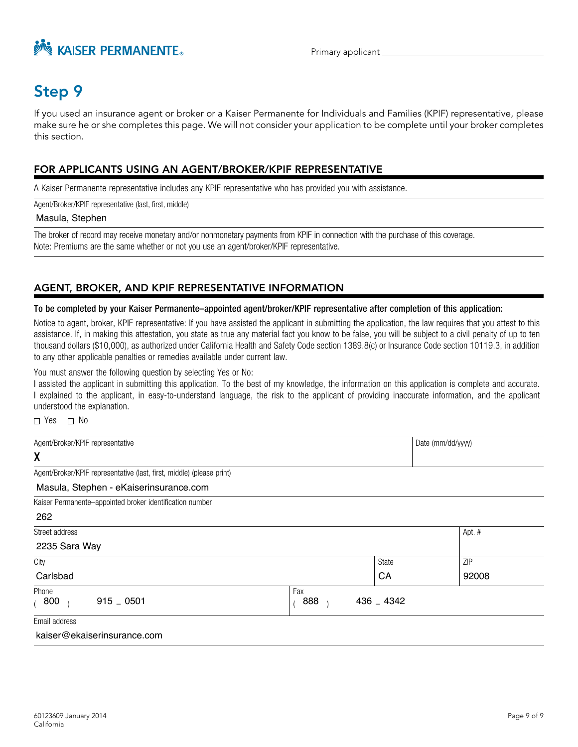Primary applicant ______________________

# Step 9

If you used an insurance agent or broker or a Kaiser Permanente for Individuals and Families (KPIF) representative, please make sure he or she completes this page. We will not consider your application to be complete until your broker completes this section.

## FOR APPLICANTS USING AN AGENT/BROKER/KPIF REPRESENTATIVE

A Kaiser Permanente representative includes any KPIF representative who has provided you with assistance.

Agent/Broker/KPIF representative (last, first, middle)

Masula, Stephen

The broker of record may receive monetary and/or nonmonetary payments from KPIF in connection with the purchase of this coverage.
Note: Premiums are the same whether or not you use an agent/broker/KPIF representative.

## AGENT, BROKER, AND KPIF REPRESENTATIVE INFORMATION

**To be completed by your Kaiser Permanente–appointed agent/broker/KPIF representative after completion of this application:**

Notice to agent, broker, KPIF representative: If you have assisted the applicant in submitting the application, the law requires that you attest to this assistance. If, in making this attestation, you state as true any material fact you know to be false, you will be subject to a civil penalty of up to ten thousand dollars ($10,000), as authorized under California Health and Safety Code section 1389.8(c) or Insurance Code section 10119.3, in addition to any other applicable penalties or remedies available under current law.

You must answer the following question by selecting Yes or No:
I assisted the applicant in submitting this application. To the best of my knowledge, the information on this application is complete and accurate. I explained to the applicant, in easy-to-understand language, the risk to the applicant of providing inaccurate information, and the applicant understood the explanation.

☐ Yes ☐ No

| Agent/Broker/KPIF representative | Date (mm/dd/yyyy) |
|---|---|
| X | |

Agent/Broker/KPIF representative (last, first, middle) (please print)

Masula, Stephen - eKaiserinsurance.com

Kaiser Permanente–appointed broker identification number

262

| Street address | | Apt. # |
|---|---|---|
| 2235 Sara Way | | |
| **City** | **State** | **ZIP** |
| Carlsbad | CA | 92008 |

| Phone | Fax |
|---|---|
| ( 800 ) 915 _ 0501 | ( 888 ) 436 _ 4342 |

Email address

kaiser@ekaiserinsurance.com

60123609 January 2014
California